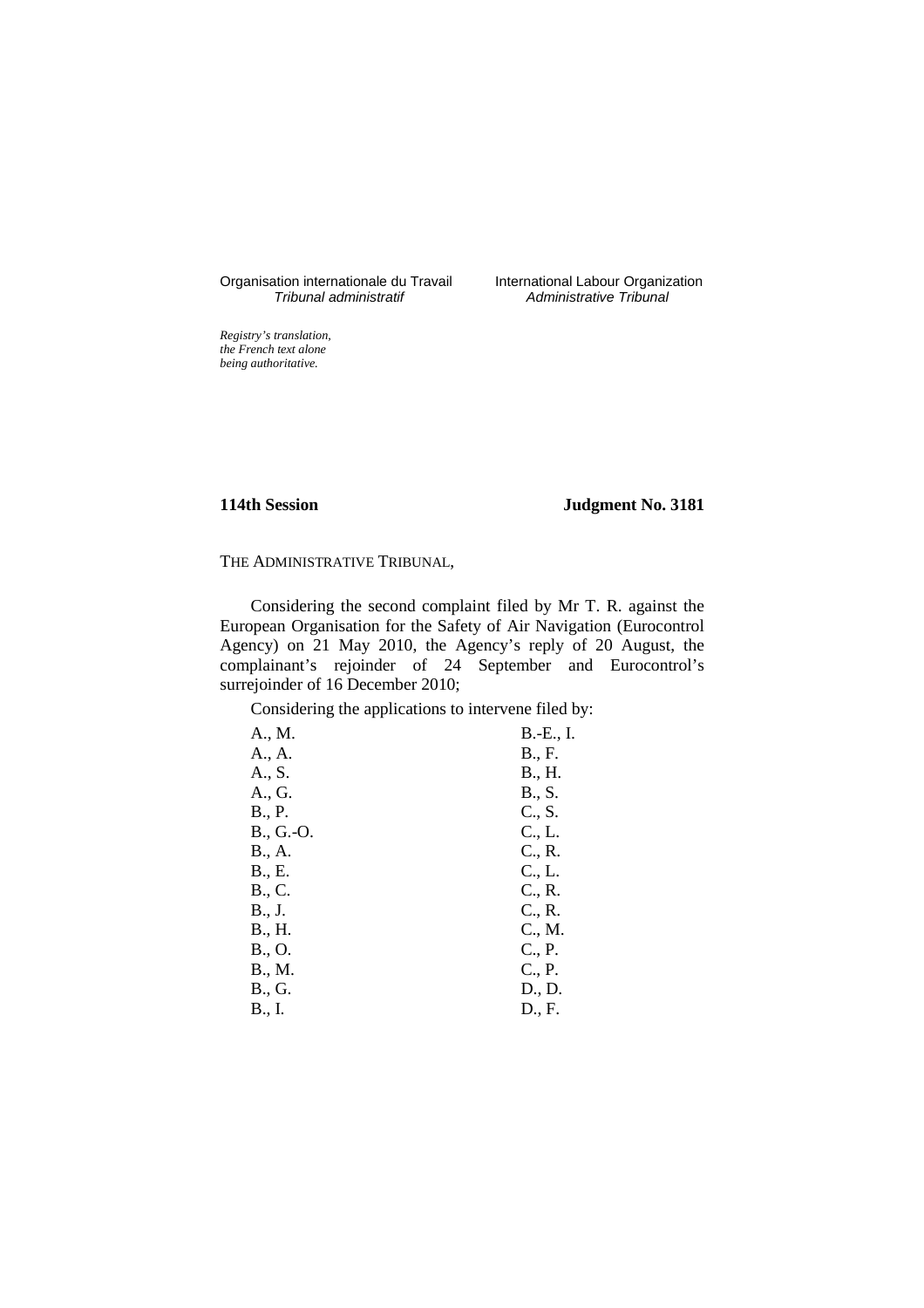Organisation internationale du Travail
*Tribunal administratif*

International Labour Organization
*Administrative Tribunal*

*Registry's translation, the French text alone being authoritative.*

**114th Session** **Judgment No. 3181**

THE ADMINISTRATIVE TRIBUNAL,

Considering the second complaint filed by Mr T. R. against the European Organisation for the Safety of Air Navigation (Eurocontrol Agency) on 21 May 2010, the Agency's reply of 20 August, the complainant's rejoinder of 24 September and Eurocontrol's surrejoinder of 16 December 2010;

Considering the applications to intervene filed by:

| | |
|---|---|
| A., M. | B.-E., I. |
| A., A. | B., F. |
| A., S. | B., H. |
| A., G. | B., S. |
| B., P. | C., S. |
| B., G.-O. | C., L. |
| B., A. | C., R. |
| B., E. | C., L. |
| B., C. | C., R. |
| B., J. | C., R. |
| B., H. | C., M. |
| B., O. | C., P. |
| B., M. | C., P. |
| B., G. | D., D. |
| B., I. | D., F. |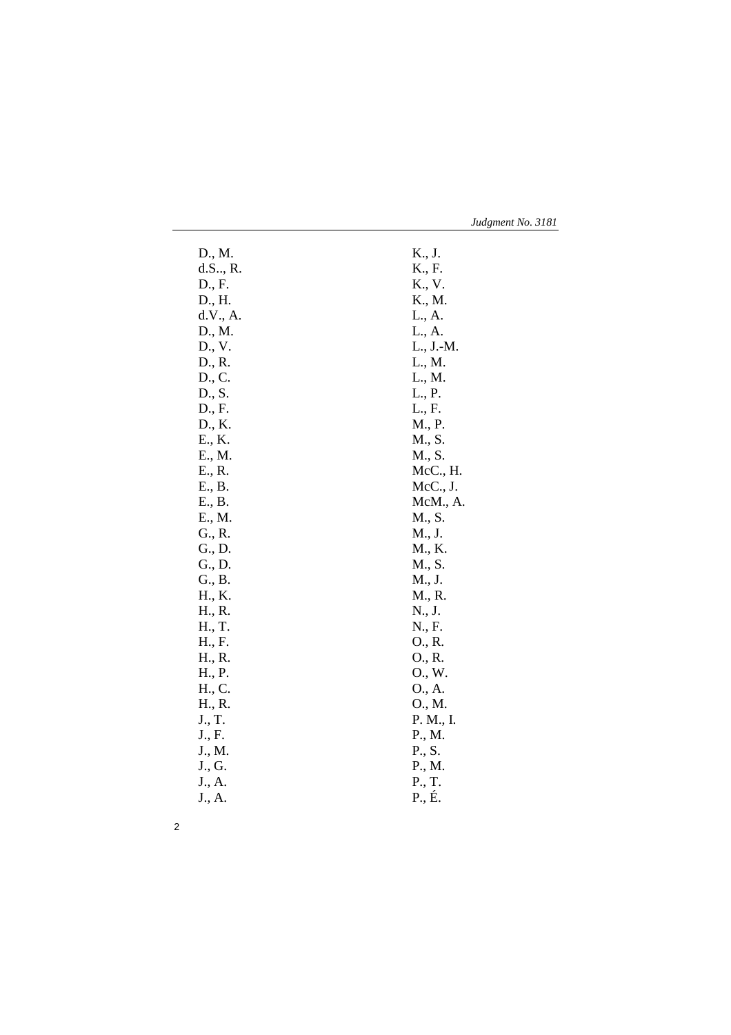D., M.
d.S.., R.
D., F.
D., H.
d.V., A.
D., M.
D., V.
D., R.
D., C.
D., S.
D., F.
D., K.
E., K.
E., M.
E., R.
E., B.
E., B.
E., M.
G., R.
G., D.
G., D.
G., B.
H., K.
H., R.
H., T.
H., F.
H., R.
H., P.
H., C.
H., R.
J., T.
J., F.
J., M.
J., G.
J., A.
J., A.
K., J.
K., F.
K., V.
K., M.
L., A.
L., A.
L., J.-M.
L., M.
L., M.
L., P.
L., F.
M., P.
M., S.
M., S.
McC., H.
McC., J.
McM., A.
M., S.
M., J.
M., K.
M., S.
M., J.
M., R.
N., J.
N., F.
O., R.
O., R.
O., W.
O., A.
O., M.
P. M., I.
P., M.
P., S.
P., M.
P., T.
P., É.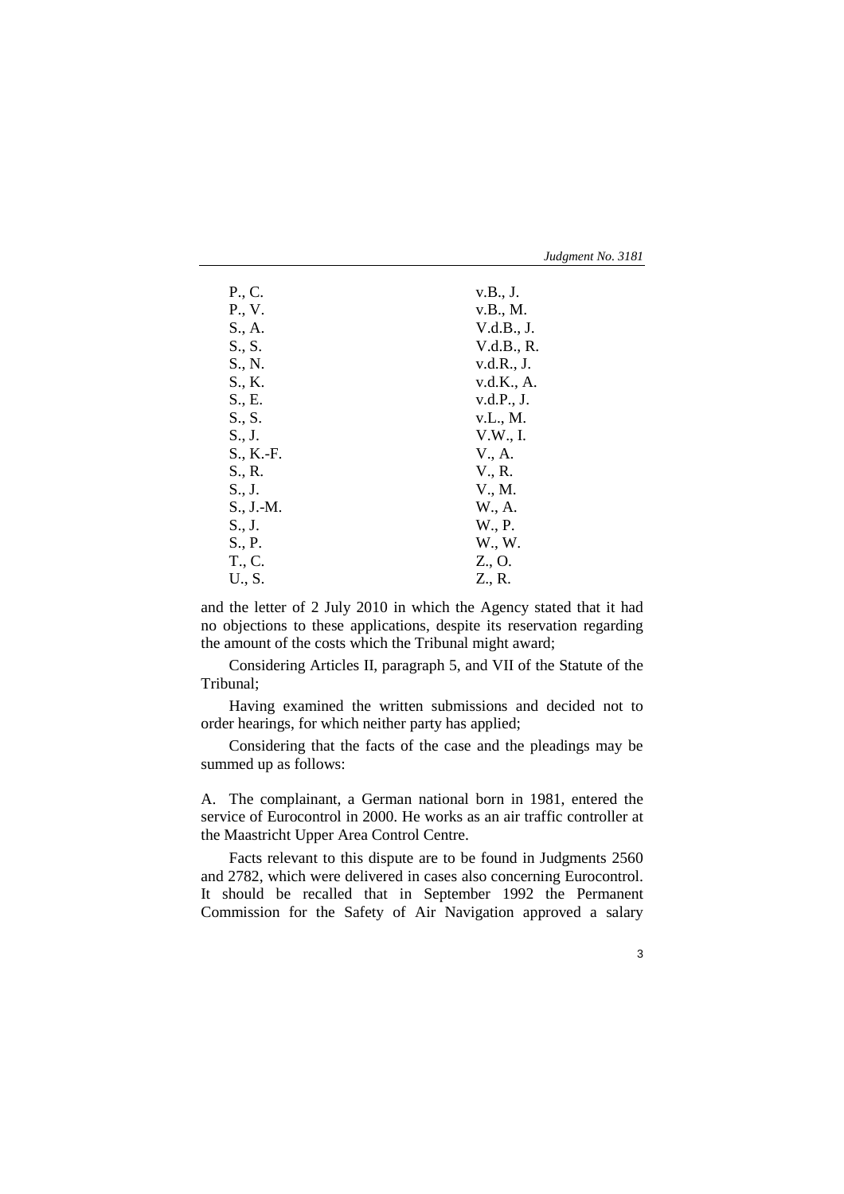| | |
|---|---|
| P., C. | v.B., J. |
| P., V. | v.B., M. |
| S., A. | V.d.B., J. |
| S., S. | V.d.B., R. |
| S., N. | v.d.R., J. |
| S., K. | v.d.K., A. |
| S., E. | v.d.P., J. |
| S., S. | v.L., M. |
| S., J. | V.W., I. |
| S., K.-F. | V., A. |
| S., R. | V., R. |
| S., J. | V., M. |
| S., J.-M. | W., A. |
| S., J. | W., P. |
| S., P. | W., W. |
| T., C. | Z., O. |
| U., S. | Z., R. |

and the letter of 2 July 2010 in which the Agency stated that it had no objections to these applications, despite its reservation regarding the amount of the costs which the Tribunal might award;

Considering Articles II, paragraph 5, and VII of the Statute of the Tribunal;

Having examined the written submissions and decided not to order hearings, for which neither party has applied;

Considering that the facts of the case and the pleadings may be summed up as follows:

A. The complainant, a German national born in 1981, entered the service of Eurocontrol in 2000. He works as an air traffic controller at the Maastricht Upper Area Control Centre.

Facts relevant to this dispute are to be found in Judgments 2560 and 2782, which were delivered in cases also concerning Eurocontrol. It should be recalled that in September 1992 the Permanent Commission for the Safety of Air Navigation approved a salary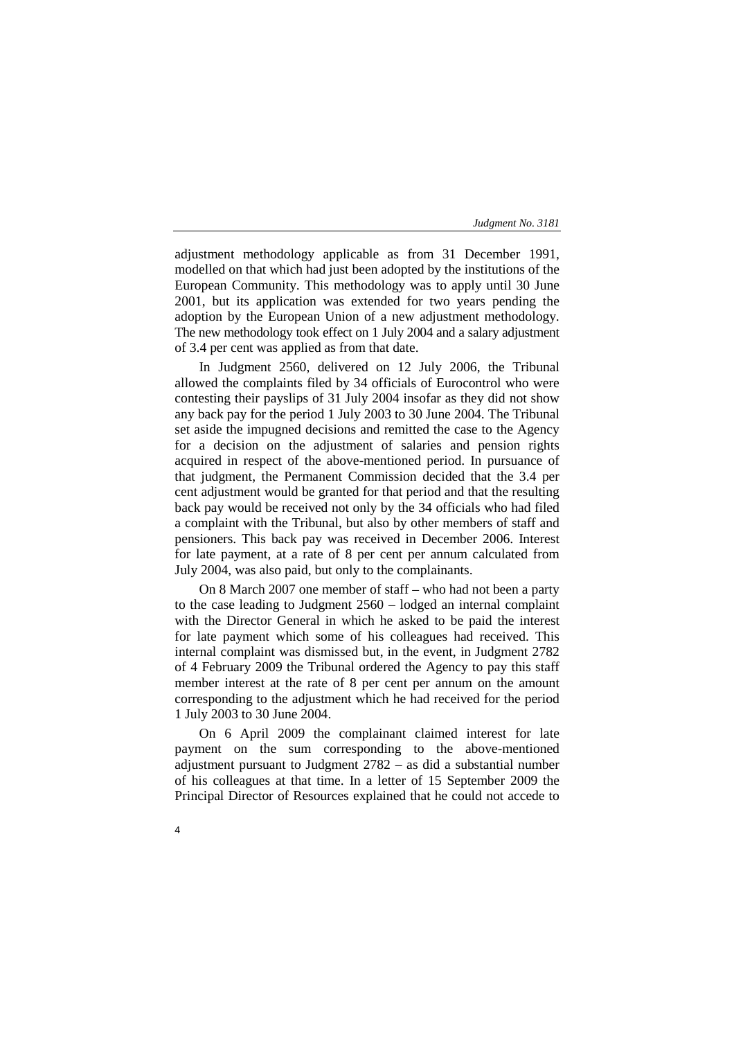adjustment methodology applicable as from 31 December 1991, modelled on that which had just been adopted by the institutions of the European Community. This methodology was to apply until 30 June 2001, but its application was extended for two years pending the adoption by the European Union of a new adjustment methodology. The new methodology took effect on 1 July 2004 and a salary adjustment of 3.4 per cent was applied as from that date.

In Judgment 2560, delivered on 12 July 2006, the Tribunal allowed the complaints filed by 34 officials of Eurocontrol who were contesting their payslips of 31 July 2004 insofar as they did not show any back pay for the period 1 July 2003 to 30 June 2004. The Tribunal set aside the impugned decisions and remitted the case to the Agency for a decision on the adjustment of salaries and pension rights acquired in respect of the above-mentioned period. In pursuance of that judgment, the Permanent Commission decided that the 3.4 per cent adjustment would be granted for that period and that the resulting back pay would be received not only by the 34 officials who had filed a complaint with the Tribunal, but also by other members of staff and pensioners. This back pay was received in December 2006. Interest for late payment, at a rate of 8 per cent per annum calculated from July 2004, was also paid, but only to the complainants.

On 8 March 2007 one member of staff – who had not been a party to the case leading to Judgment 2560 – lodged an internal complaint with the Director General in which he asked to be paid the interest for late payment which some of his colleagues had received. This internal complaint was dismissed but, in the event, in Judgment 2782 of 4 February 2009 the Tribunal ordered the Agency to pay this staff member interest at the rate of 8 per cent per annum on the amount corresponding to the adjustment which he had received for the period 1 July 2003 to 30 June 2004.

On 6 April 2009 the complainant claimed interest for late payment on the sum corresponding to the above-mentioned adjustment pursuant to Judgment 2782 – as did a substantial number of his colleagues at that time. In a letter of 15 September 2009 the Principal Director of Resources explained that he could not accede to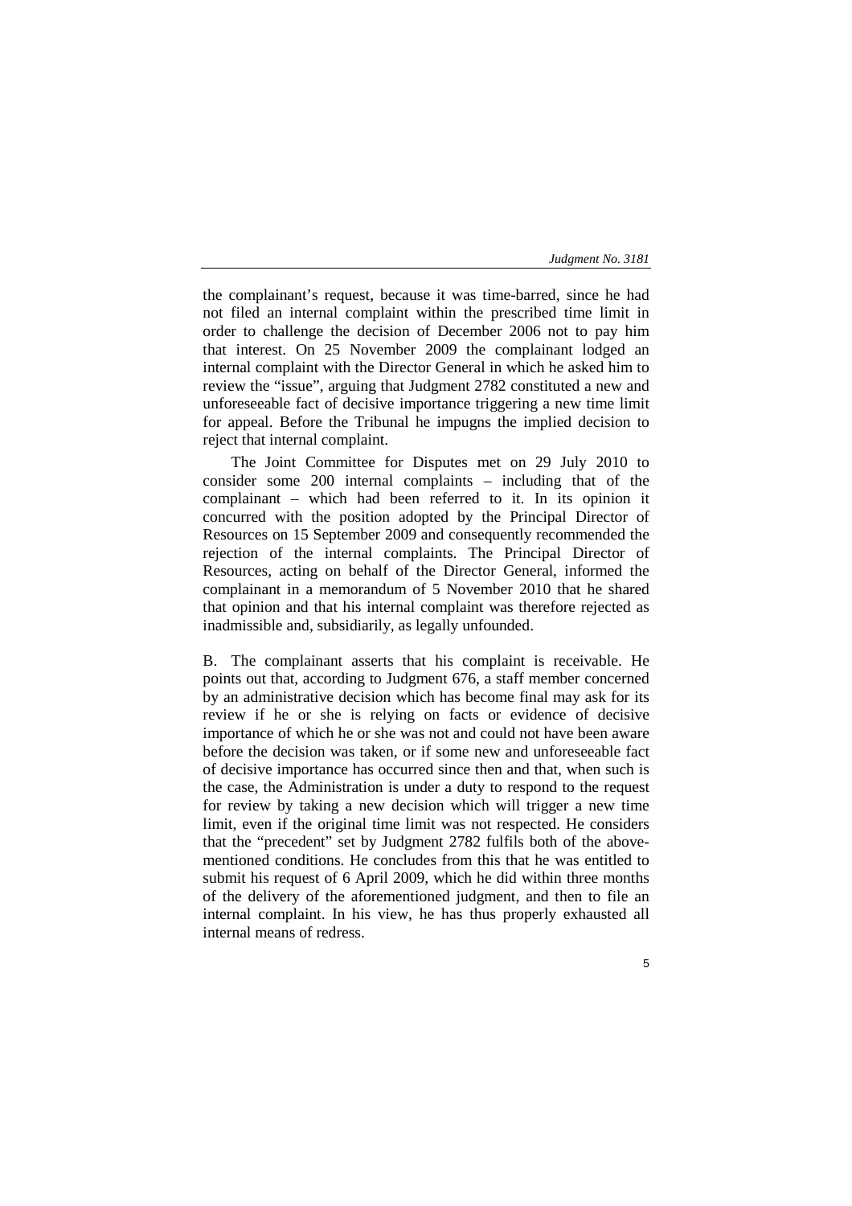the complainant's request, because it was time-barred, since he had not filed an internal complaint within the prescribed time limit in order to challenge the decision of December 2006 not to pay him that interest. On 25 November 2009 the complainant lodged an internal complaint with the Director General in which he asked him to review the "issue", arguing that Judgment 2782 constituted a new and unforeseeable fact of decisive importance triggering a new time limit for appeal. Before the Tribunal he impugns the implied decision to reject that internal complaint.

The Joint Committee for Disputes met on 29 July 2010 to consider some 200 internal complaints – including that of the complainant – which had been referred to it. In its opinion it concurred with the position adopted by the Principal Director of Resources on 15 September 2009 and consequently recommended the rejection of the internal complaints. The Principal Director of Resources, acting on behalf of the Director General, informed the complainant in a memorandum of 5 November 2010 that he shared that opinion and that his internal complaint was therefore rejected as inadmissible and, subsidiarily, as legally unfounded.

B. The complainant asserts that his complaint is receivable. He points out that, according to Judgment 676, a staff member concerned by an administrative decision which has become final may ask for its review if he or she is relying on facts or evidence of decisive importance of which he or she was not and could not have been aware before the decision was taken, or if some new and unforeseeable fact of decisive importance has occurred since then and that, when such is the case, the Administration is under a duty to respond to the request for review by taking a new decision which will trigger a new time limit, even if the original time limit was not respected. He considers that the "precedent" set by Judgment 2782 fulfils both of the above-mentioned conditions. He concludes from this that he was entitled to submit his request of 6 April 2009, which he did within three months of the delivery of the aforementioned judgment, and then to file an internal complaint. In his view, he has thus properly exhausted all internal means of redress.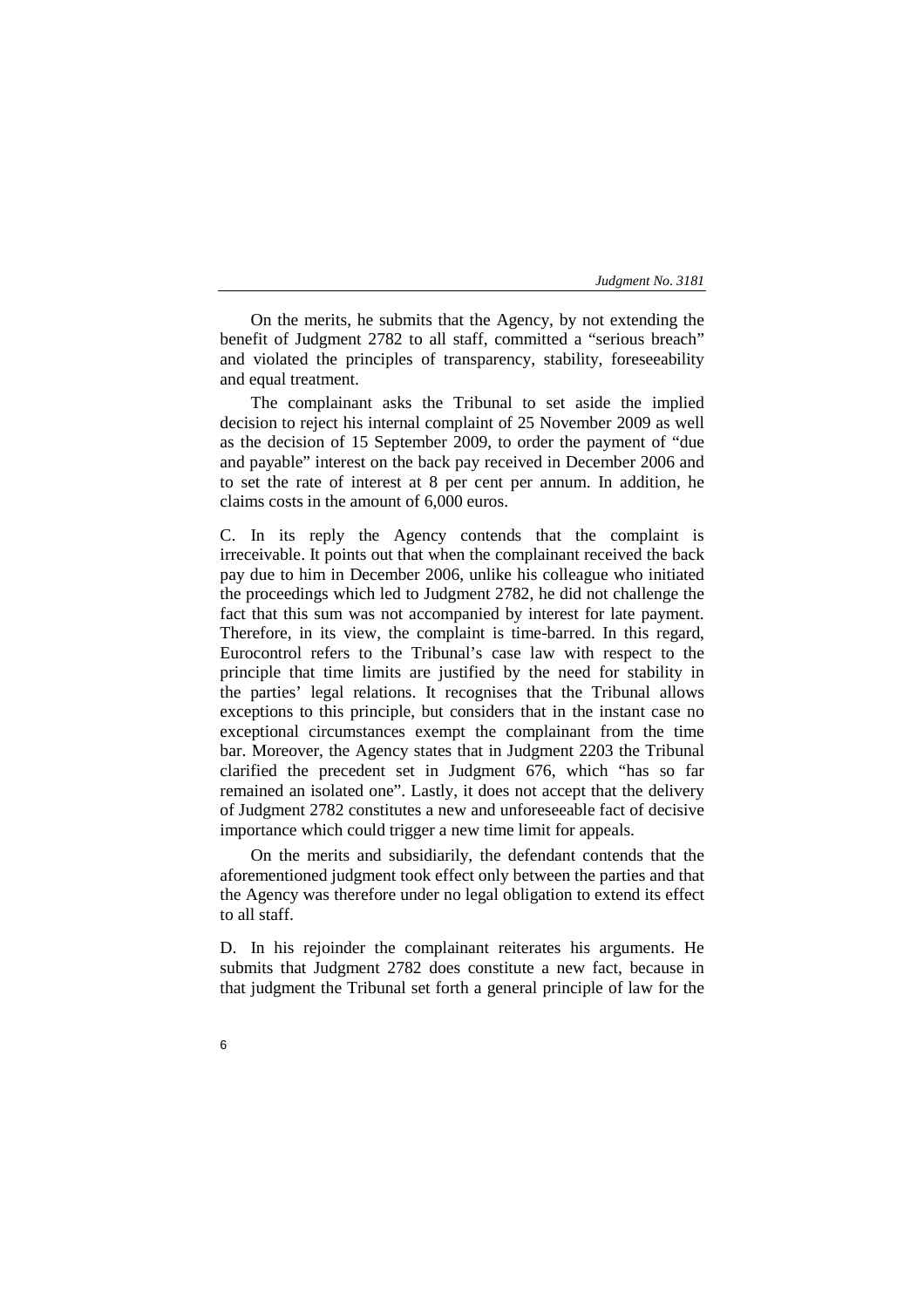On the merits, he submits that the Agency, by not extending the benefit of Judgment 2782 to all staff, committed a "serious breach" and violated the principles of transparency, stability, foreseeability and equal treatment.

The complainant asks the Tribunal to set aside the implied decision to reject his internal complaint of 25 November 2009 as well as the decision of 15 September 2009, to order the payment of "due and payable" interest on the back pay received in December 2006 and to set the rate of interest at 8 per cent per annum. In addition, he claims costs in the amount of 6,000 euros.

C. In its reply the Agency contends that the complaint is irreceivable. It points out that when the complainant received the back pay due to him in December 2006, unlike his colleague who initiated the proceedings which led to Judgment 2782, he did not challenge the fact that this sum was not accompanied by interest for late payment. Therefore, in its view, the complaint is time-barred. In this regard, Eurocontrol refers to the Tribunal's case law with respect to the principle that time limits are justified by the need for stability in the parties' legal relations. It recognises that the Tribunal allows exceptions to this principle, but considers that in the instant case no exceptional circumstances exempt the complainant from the time bar. Moreover, the Agency states that in Judgment 2203 the Tribunal clarified the precedent set in Judgment 676, which "has so far remained an isolated one". Lastly, it does not accept that the delivery of Judgment 2782 constitutes a new and unforeseeable fact of decisive importance which could trigger a new time limit for appeals.

On the merits and subsidiarily, the defendant contends that the aforementioned judgment took effect only between the parties and that the Agency was therefore under no legal obligation to extend its effect to all staff.

D. In his rejoinder the complainant reiterates his arguments. He submits that Judgment 2782 does constitute a new fact, because in that judgment the Tribunal set forth a general principle of law for the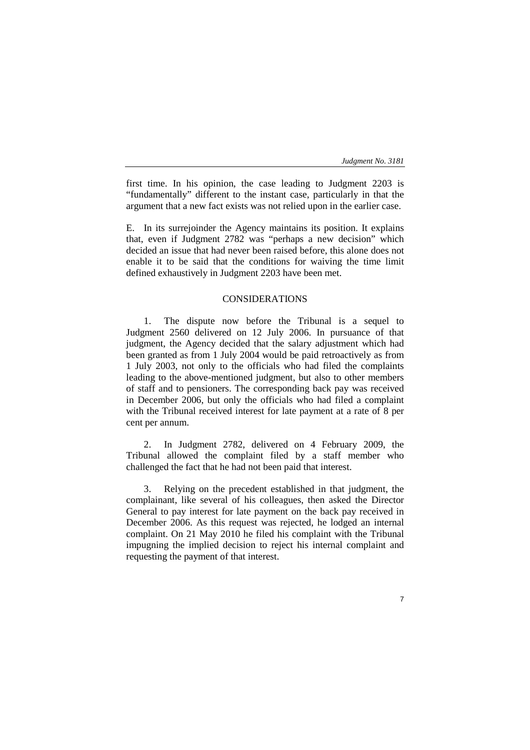first time. In his opinion, the case leading to Judgment 2203 is "fundamentally" different to the instant case, particularly in that the argument that a new fact exists was not relied upon in the earlier case.

E. In its surrejoinder the Agency maintains its position. It explains that, even if Judgment 2782 was "perhaps a new decision" which decided an issue that had never been raised before, this alone does not enable it to be said that the conditions for waiving the time limit defined exhaustively in Judgment 2203 have been met.

## CONSIDERATIONS

1. The dispute now before the Tribunal is a sequel to Judgment 2560 delivered on 12 July 2006. In pursuance of that judgment, the Agency decided that the salary adjustment which had been granted as from 1 July 2004 would be paid retroactively as from 1 July 2003, not only to the officials who had filed the complaints leading to the above-mentioned judgment, but also to other members of staff and to pensioners. The corresponding back pay was received in December 2006, but only the officials who had filed a complaint with the Tribunal received interest for late payment at a rate of 8 per cent per annum.

2. In Judgment 2782, delivered on 4 February 2009, the Tribunal allowed the complaint filed by a staff member who challenged the fact that he had not been paid that interest.

3. Relying on the precedent established in that judgment, the complainant, like several of his colleagues, then asked the Director General to pay interest for late payment on the back pay received in December 2006. As this request was rejected, he lodged an internal complaint. On 21 May 2010 he filed his complaint with the Tribunal impugning the implied decision to reject his internal complaint and requesting the payment of that interest.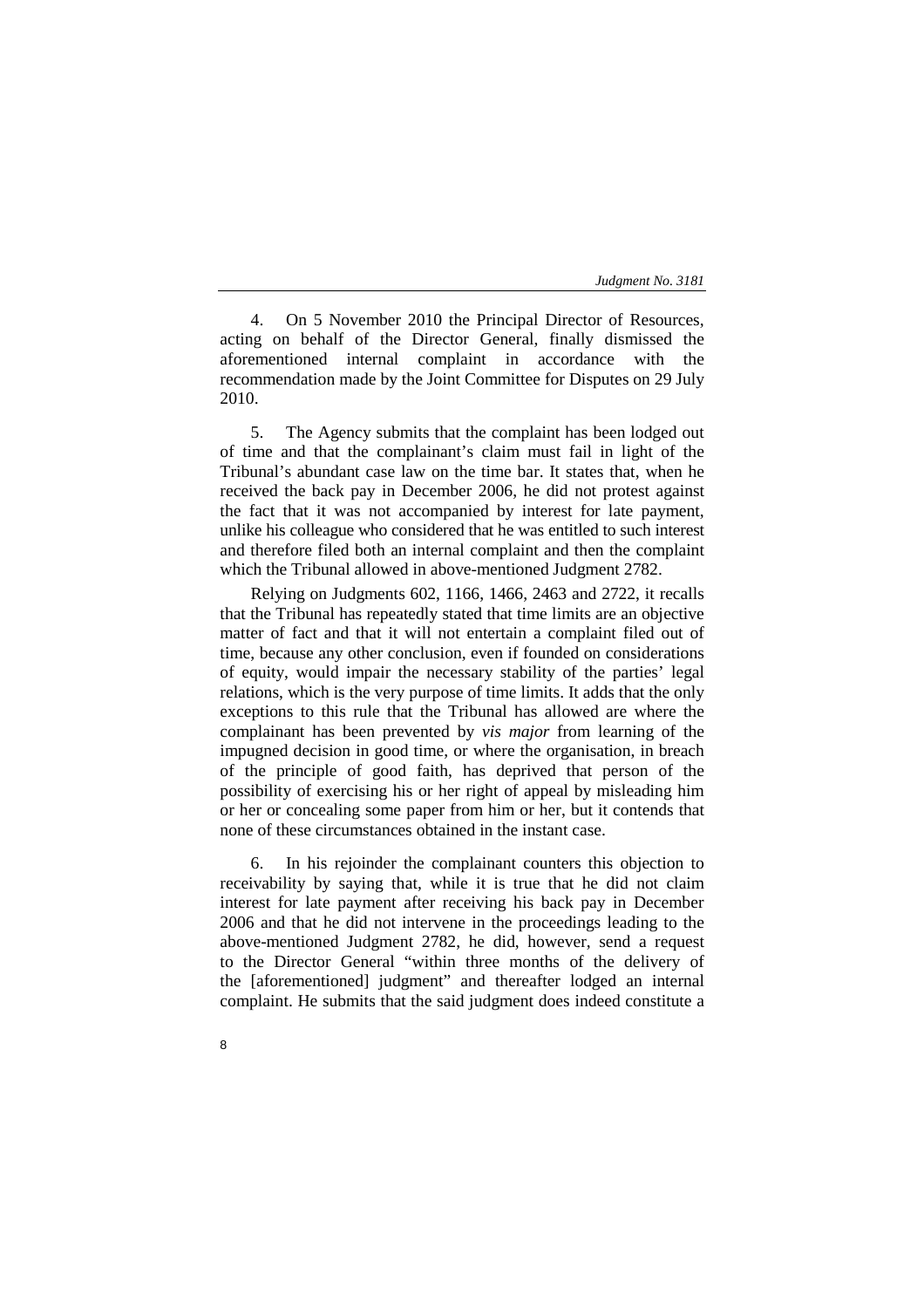4. On 5 November 2010 the Principal Director of Resources, acting on behalf of the Director General, finally dismissed the aforementioned internal complaint in accordance with the recommendation made by the Joint Committee for Disputes on 29 July 2010.

5. The Agency submits that the complaint has been lodged out of time and that the complainant's claim must fail in light of the Tribunal's abundant case law on the time bar. It states that, when he received the back pay in December 2006, he did not protest against the fact that it was not accompanied by interest for late payment, unlike his colleague who considered that he was entitled to such interest and therefore filed both an internal complaint and then the complaint which the Tribunal allowed in above-mentioned Judgment 2782.

Relying on Judgments 602, 1166, 1466, 2463 and 2722, it recalls that the Tribunal has repeatedly stated that time limits are an objective matter of fact and that it will not entertain a complaint filed out of time, because any other conclusion, even if founded on considerations of equity, would impair the necessary stability of the parties' legal relations, which is the very purpose of time limits. It adds that the only exceptions to this rule that the Tribunal has allowed are where the complainant has been prevented by *vis major* from learning of the impugned decision in good time, or where the organisation, in breach of the principle of good faith, has deprived that person of the possibility of exercising his or her right of appeal by misleading him or her or concealing some paper from him or her, but it contends that none of these circumstances obtained in the instant case.

6. In his rejoinder the complainant counters this objection to receivability by saying that, while it is true that he did not claim interest for late payment after receiving his back pay in December 2006 and that he did not intervene in the proceedings leading to the above-mentioned Judgment 2782, he did, however, send a request to the Director General "within three months of the delivery of the [aforementioned] judgment" and thereafter lodged an internal complaint. He submits that the said judgment does indeed constitute a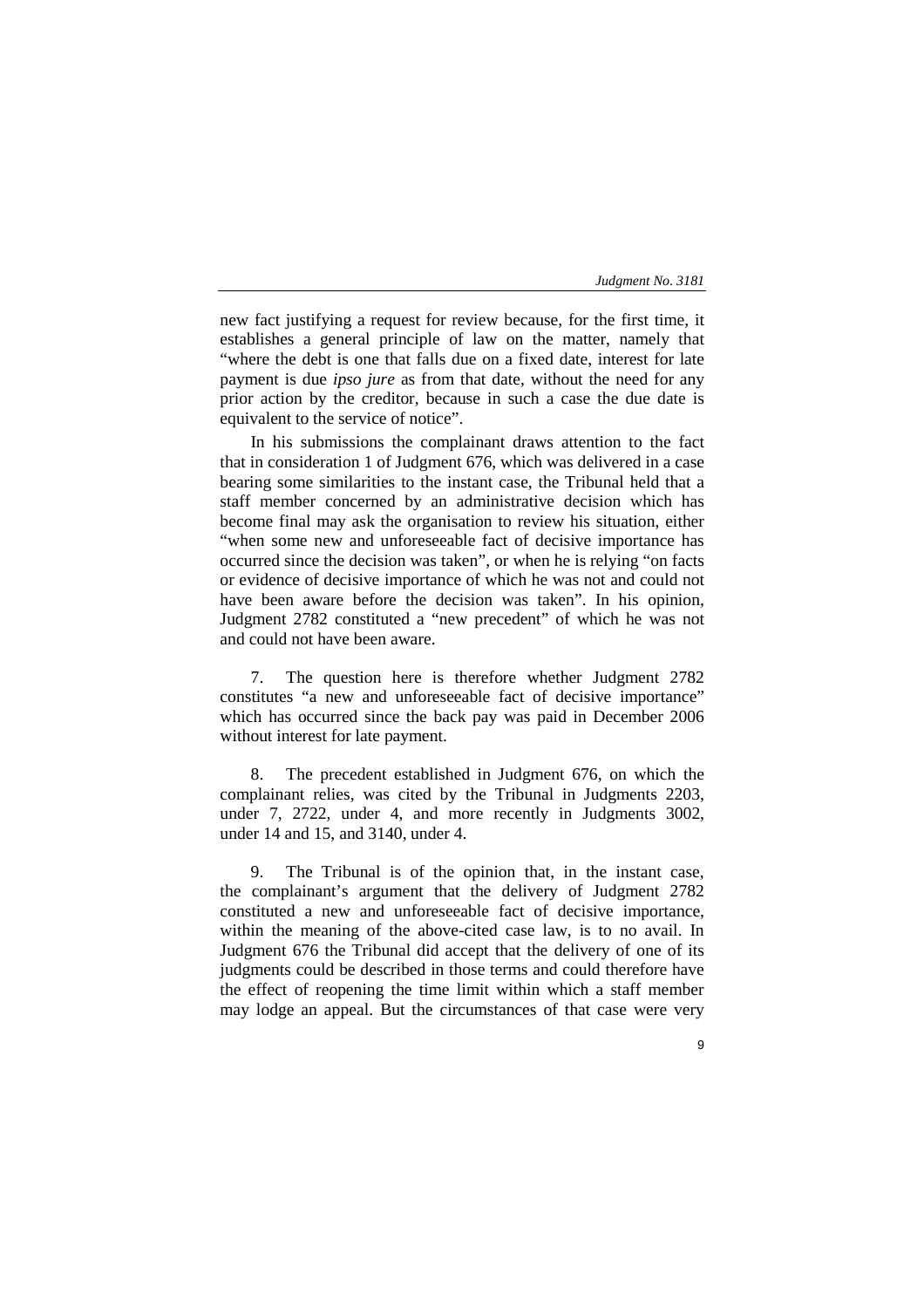new fact justifying a request for review because, for the first time, it establishes a general principle of law on the matter, namely that "where the debt is one that falls due on a fixed date, interest for late payment is due *ipso jure* as from that date, without the need for any prior action by the creditor, because in such a case the due date is equivalent to the service of notice".

In his submissions the complainant draws attention to the fact that in consideration 1 of Judgment 676, which was delivered in a case bearing some similarities to the instant case, the Tribunal held that a staff member concerned by an administrative decision which has become final may ask the organisation to review his situation, either "when some new and unforeseeable fact of decisive importance has occurred since the decision was taken", or when he is relying "on facts or evidence of decisive importance of which he was not and could not have been aware before the decision was taken". In his opinion, Judgment 2782 constituted a "new precedent" of which he was not and could not have been aware.

7. The question here is therefore whether Judgment 2782 constitutes "a new and unforeseeable fact of decisive importance" which has occurred since the back pay was paid in December 2006 without interest for late payment.

8. The precedent established in Judgment 676, on which the complainant relies, was cited by the Tribunal in Judgments 2203, under 7, 2722, under 4, and more recently in Judgments 3002, under 14 and 15, and 3140, under 4.

9. The Tribunal is of the opinion that, in the instant case, the complainant's argument that the delivery of Judgment 2782 constituted a new and unforeseeable fact of decisive importance, within the meaning of the above-cited case law, is to no avail. In Judgment 676 the Tribunal did accept that the delivery of one of its judgments could be described in those terms and could therefore have the effect of reopening the time limit within which a staff member may lodge an appeal. But the circumstances of that case were very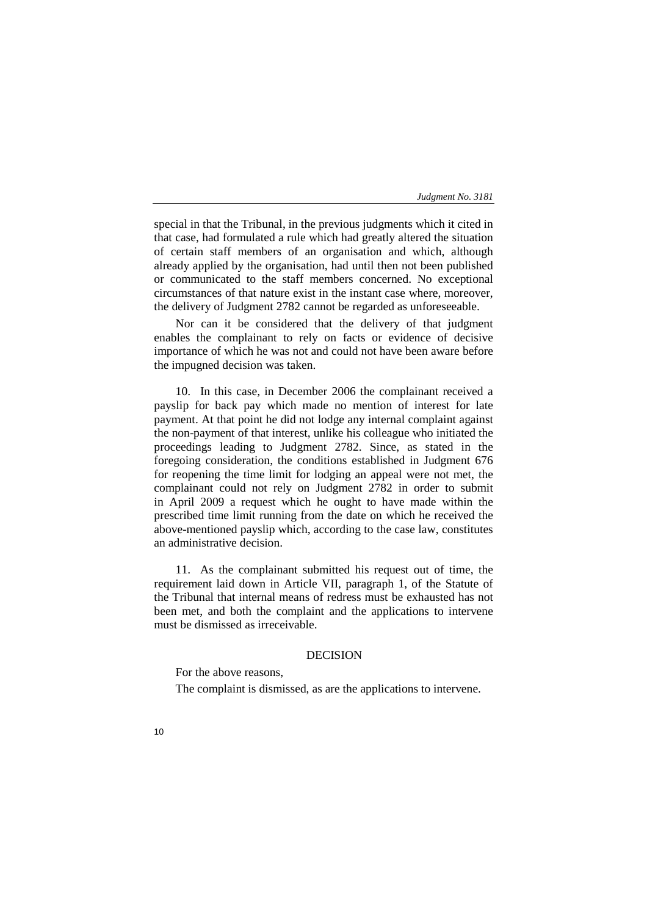special in that the Tribunal, in the previous judgments which it cited in that case, had formulated a rule which had greatly altered the situation of certain staff members of an organisation and which, although already applied by the organisation, had until then not been published or communicated to the staff members concerned. No exceptional circumstances of that nature exist in the instant case where, moreover, the delivery of Judgment 2782 cannot be regarded as unforeseeable.

Nor can it be considered that the delivery of that judgment enables the complainant to rely on facts or evidence of decisive importance of which he was not and could not have been aware before the impugned decision was taken.

10. In this case, in December 2006 the complainant received a payslip for back pay which made no mention of interest for late payment. At that point he did not lodge any internal complaint against the non-payment of that interest, unlike his colleague who initiated the proceedings leading to Judgment 2782. Since, as stated in the foregoing consideration, the conditions established in Judgment 676 for reopening the time limit for lodging an appeal were not met, the complainant could not rely on Judgment 2782 in order to submit in April 2009 a request which he ought to have made within the prescribed time limit running from the date on which he received the above-mentioned payslip which, according to the case law, constitutes an administrative decision.

11. As the complainant submitted his request out of time, the requirement laid down in Article VII, paragraph 1, of the Statute of the Tribunal that internal means of redress must be exhausted has not been met, and both the complaint and the applications to intervene must be dismissed as irreceivable.

DECISION

For the above reasons,

The complaint is dismissed, as are the applications to intervene.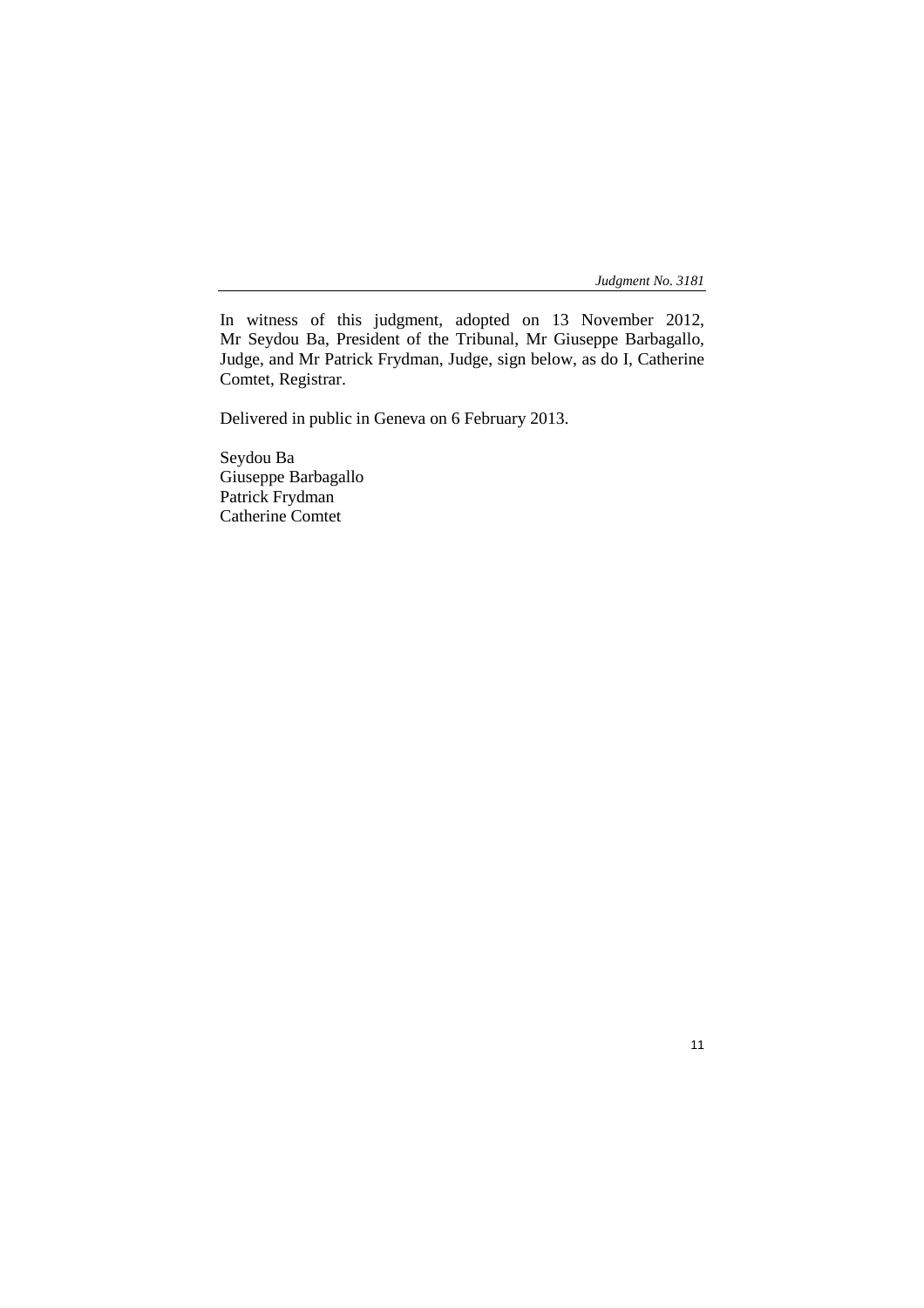In witness of this judgment, adopted on 13 November 2012, Mr Seydou Ba, President of the Tribunal, Mr Giuseppe Barbagallo, Judge, and Mr Patrick Frydman, Judge, sign below, as do I, Catherine Comtet, Registrar.

Delivered in public in Geneva on 6 February 2013.

Seydou Ba
Giuseppe Barbagallo
Patrick Frydman
Catherine Comtet